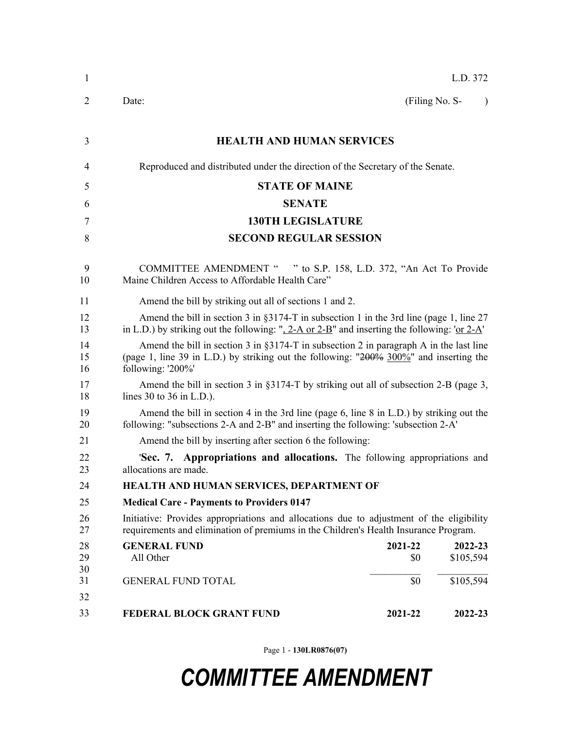L.D. 372

Date: (Filing No. S- )

## HEALTH AND HUMAN SERVICES

Reproduced and distributed under the direction of the Secretary of the Senate.

## STATE OF MAINE

## SENATE

## 130TH LEGISLATURE

## SECOND REGULAR SESSION

COMMITTEE AMENDMENT " " to S.P. 158, L.D. 372, "An Act To Provide Maine Children Access to Affordable Health Care"

Amend the bill by striking out all of sections 1 and 2.

Amend the bill in section 3 in §3174-T in subsection 1 in the 3rd line (page 1, line 27 in L.D.) by striking out the following: "<u>, 2-A or 2-B</u>" and inserting the following: '<u>or 2-A</u>'

Amend the bill in section 3 in §3174-T in subsection 2 in paragraph A in the last line (page 1, line 39 in L.D.) by striking out the following: "~~200%~~ <u>300%</u>" and inserting the following: '200%'

Amend the bill in section 3 in §3174-T by striking out all of subsection 2-B (page 3, lines 30 to 36 in L.D.).

Amend the bill in section 4 in the 3rd line (page 6, line 8 in L.D.) by striking out the following: "subsections 2-A and 2-B" and inserting the following: 'subsection 2-A'

Amend the bill by inserting after section 6 the following:

'**Sec. 7. Appropriations and allocations.** The following appropriations and allocations are made.

**HEALTH AND HUMAN SERVICES, DEPARTMENT OF**

**Medical Care - Payments to Providers 0147**

Initiative: Provides appropriations and allocations due to adjustment of the eligibility requirements and elimination of premiums in the Children's Health Insurance Program.

| **GENERAL FUND** | **2021-22** | **2022-23** |
|---|---|---|
| All Other | $0 | $105,594 |
| GENERAL FUND TOTAL | $0 | $105,594 |

| **FEDERAL BLOCK GRANT FUND** | **2021-22** | **2022-23** |
|---|---|---|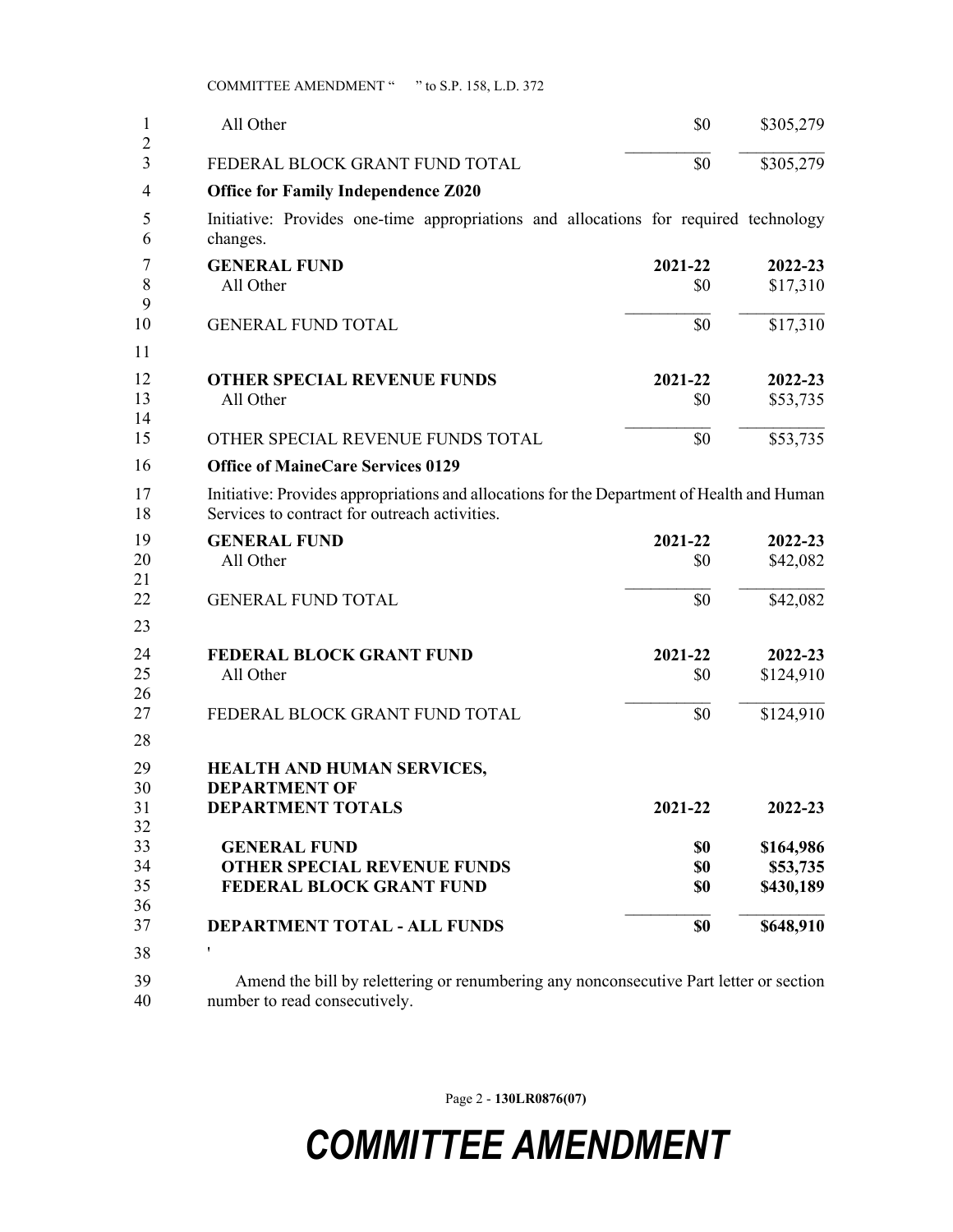| | 2021-22 | 2022-23 |
|---|---|---|
| All Other | $0 | $305,279 |
| FEDERAL BLOCK GRANT FUND TOTAL | $0 | $305,279 |

**Office for Family Independence Z020**

Initiative: Provides one-time appropriations and allocations for required technology changes.

| **GENERAL FUND** | **2021-22** | **2022-23** |
|---|---|---|
| All Other | $0 | $17,310 |
| GENERAL FUND TOTAL | $0 | $17,310 |

| **OTHER SPECIAL REVENUE FUNDS** | **2021-22** | **2022-23** |
|---|---|---|
| All Other | $0 | $53,735 |
| OTHER SPECIAL REVENUE FUNDS TOTAL | $0 | $53,735 |

**Office of MaineCare Services 0129**

Initiative: Provides appropriations and allocations for the Department of Health and Human Services to contract for outreach activities.

| **GENERAL FUND** | **2021-22** | **2022-23** |
|---|---|---|
| All Other | $0 | $42,082 |
| GENERAL FUND TOTAL | $0 | $42,082 |

| **FEDERAL BLOCK GRANT FUND** | **2021-22** | **2022-23** |
|---|---|---|
| All Other | $0 | $124,910 |
| FEDERAL BLOCK GRANT FUND TOTAL | $0 | $124,910 |

| **HEALTH AND HUMAN SERVICES, DEPARTMENT OF DEPARTMENT TOTALS** | **2021-22** | **2022-23** |
|---|---|---|
| **GENERAL FUND** | **$0** | **$164,986** |
| **OTHER SPECIAL REVENUE FUNDS** | **$0** | **$53,735** |
| **FEDERAL BLOCK GRANT FUND** | **$0** | **$430,189** |
| **DEPARTMENT TOTAL - ALL FUNDS** | **$0** | **$648,910** |

'

Amend the bill by relettering or renumbering any nonconsecutive Part letter or section number to read consecutively.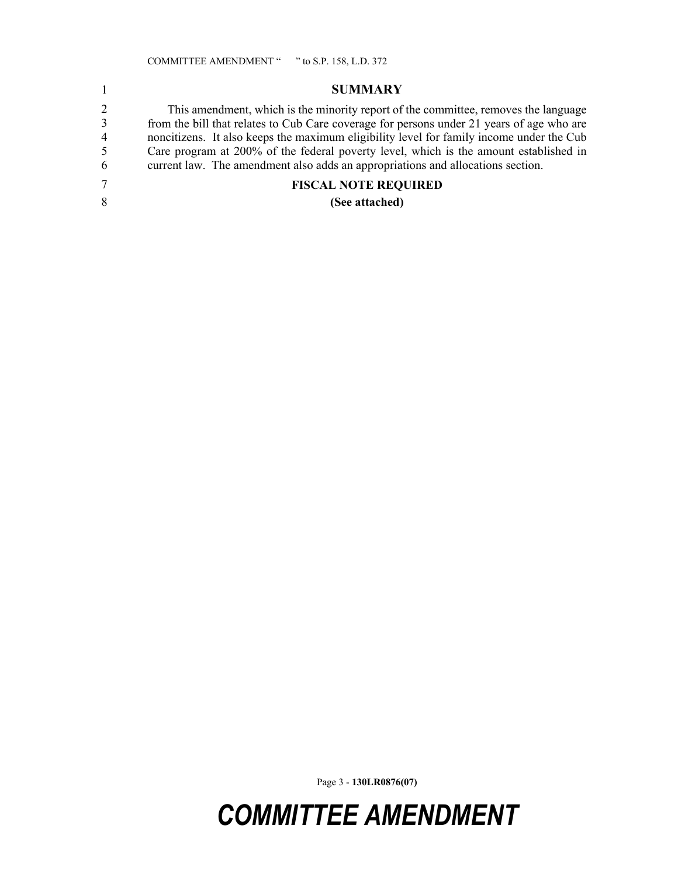## SUMMARY

This amendment, which is the minority report of the committee, removes the language from the bill that relates to Cub Care coverage for persons under 21 years of age who are noncitizens. It also keeps the maximum eligibility level for family income under the Cub Care program at 200% of the federal poverty level, which is the amount established in current law. The amendment also adds an appropriations and allocations section.

**FISCAL NOTE REQUIRED**

**(See attached)**